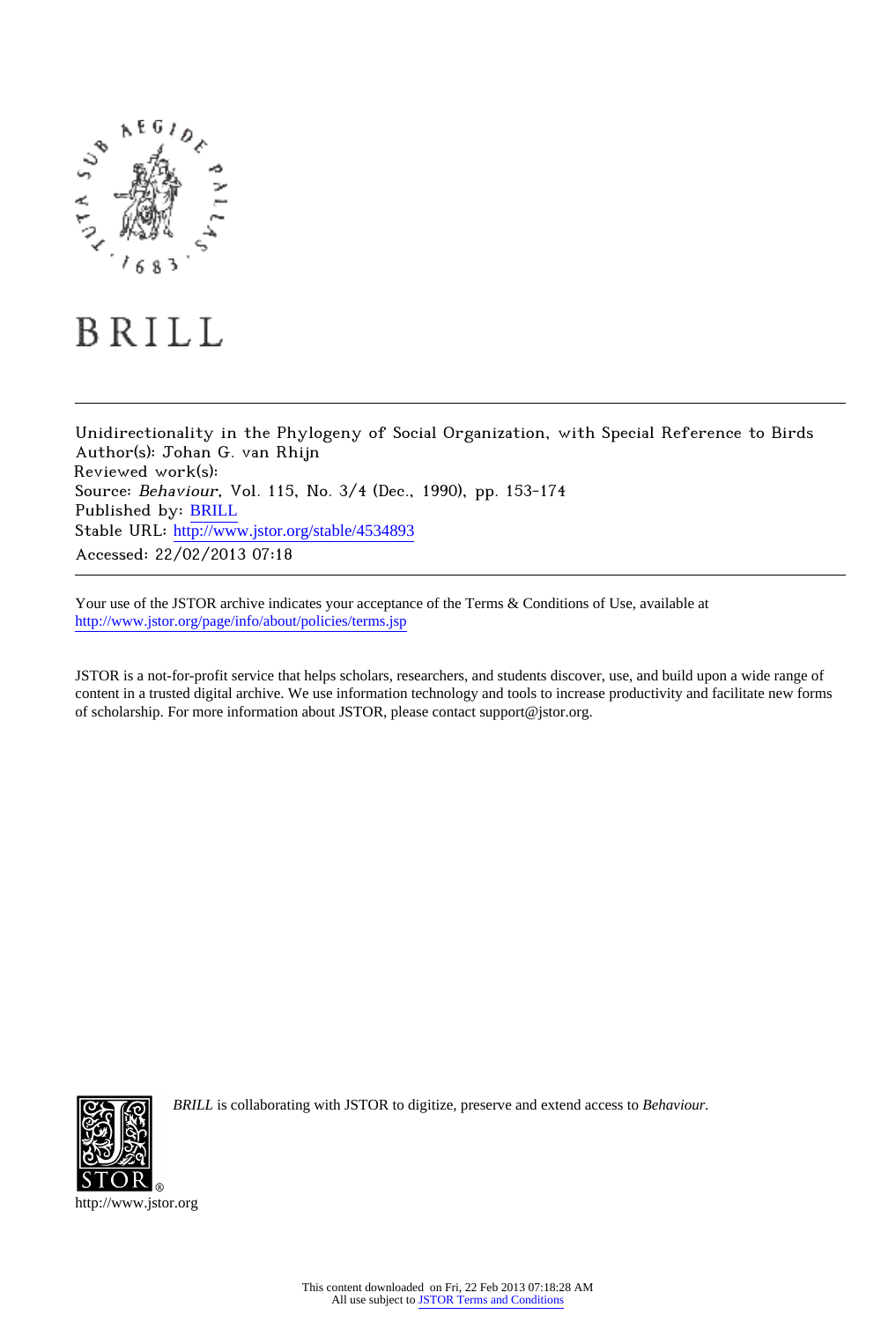BRILL

Unidirectionality in the Phylogeny of Social Organization, with Special Reference to Birds
Author(s): Johan G. van Rhijn
Reviewed work(s):
Source: *Behaviour*, Vol. 115, No. 3/4 (Dec., 1990), pp. 153-174
Published by: BRILL
Stable URL: http://www.jstor.org/stable/4534893
Accessed: 22/02/2013 07:18

Your use of the JSTOR archive indicates your acceptance of the Terms & Conditions of Use, available at
http://www.jstor.org/page/info/about/policies/terms.jsp

JSTOR is a not-for-profit service that helps scholars, researchers, and students discover, use, and build upon a wide range of content in a trusted digital archive. We use information technology and tools to increase productivity and facilitate new forms of scholarship. For more information about JSTOR, please contact support@jstor.org.

*BRILL* is collaborating with JSTOR to digitize, preserve and extend access to *Behaviour*.

http://www.jstor.org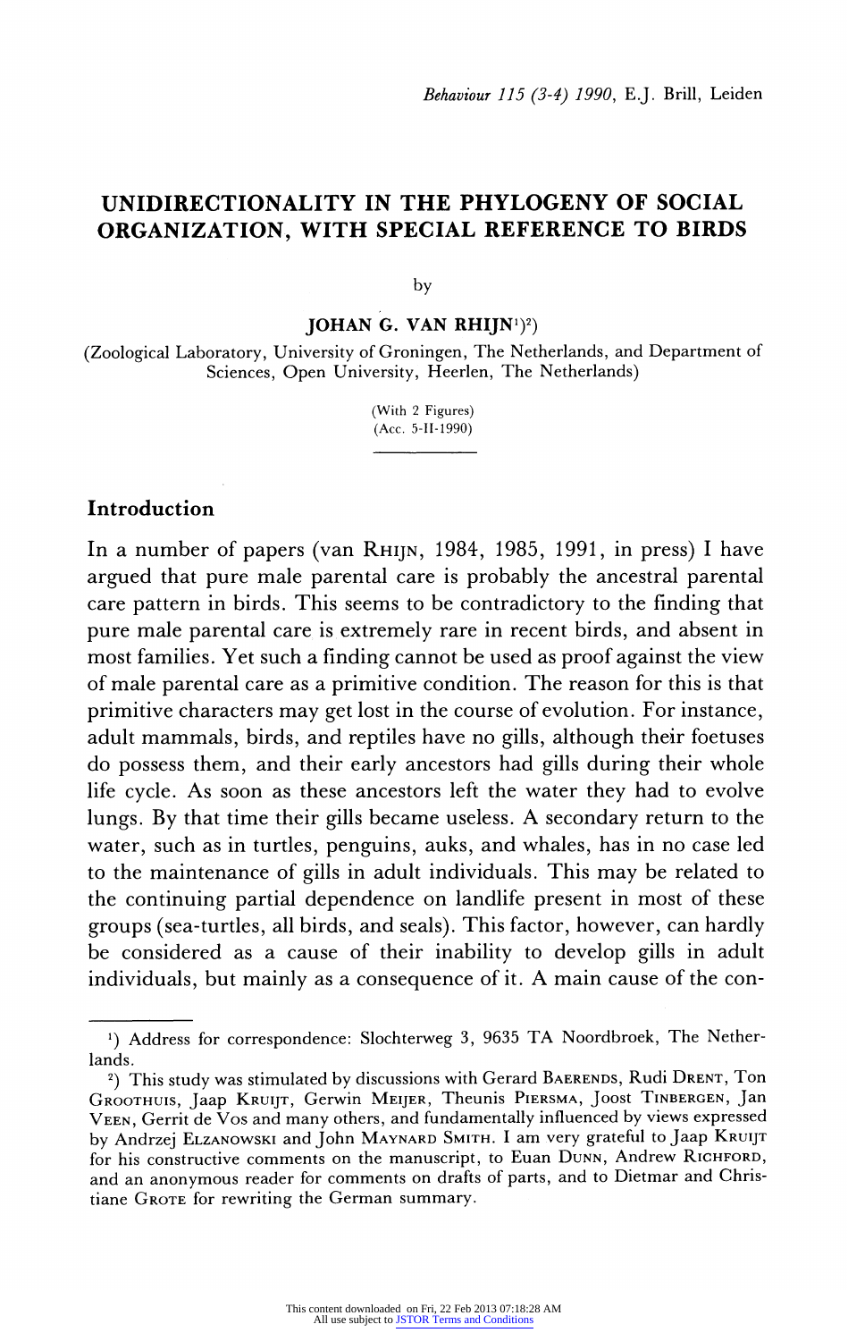# UNIDIRECTIONALITY IN THE PHYLOGENY OF SOCIAL ORGANIZATION, WITH SPECIAL REFERENCE TO BIRDS

by

**JOHAN G. VAN RHIJN**[1][2]

(Zoological Laboratory, University of Groningen, The Netherlands, and Department of Sciences, Open University, Heerlen, The Netherlands)

(With 2 Figures)
(Acc. 5-II-1990)

## Introduction

In a number of papers (van RHIJN, 1984, 1985, 1991, in press) I have argued that pure male parental care is probably the ancestral parental care pattern in birds. This seems to be contradictory to the finding that pure male parental care is extremely rare in recent birds, and absent in most families. Yet such a finding cannot be used as proof against the view of male parental care as a primitive condition. The reason for this is that primitive characters may get lost in the course of evolution. For instance, adult mammals, birds, and reptiles have no gills, although their foetuses do possess them, and their early ancestors had gills during their whole life cycle. As soon as these ancestors left the water they had to evolve lungs. By that time their gills became useless. A secondary return to the water, such as in turtles, penguins, auks, and whales, has in no case led to the maintenance of gills in adult individuals. This may be related to the continuing partial dependence on landlife present in most of these groups (sea-turtles, all birds, and seals). This factor, however, can hardly be considered as a cause of their inability to develop gills in adult individuals, but mainly as a consequence of it. A main cause of the con-

---

[1]) Address for correspondence: Slochterweg 3, 9635 TA Noordbroek, The Netherlands.

[2]) This study was stimulated by discussions with Gerard BAERENDS, Rudi DRENT, Ton GROOTHUIS, Jaap KRUIJT, Gerwin MEIJER, Theunis PIERSMA, Joost TINBERGEN, Jan VEEN, Gerrit de VOS and many others, and fundamentally influenced by views expressed by Andrzej ELZANOWSKI and John MAYNARD SMITH. I am very grateful to Jaap KRUIJT for his constructive comments on the manuscript, to Euan DUNN, Andrew RICHFORD, and an anonymous reader for comments on drafts of parts, and to Dietmar and Christiane GROTE for rewriting the German summary.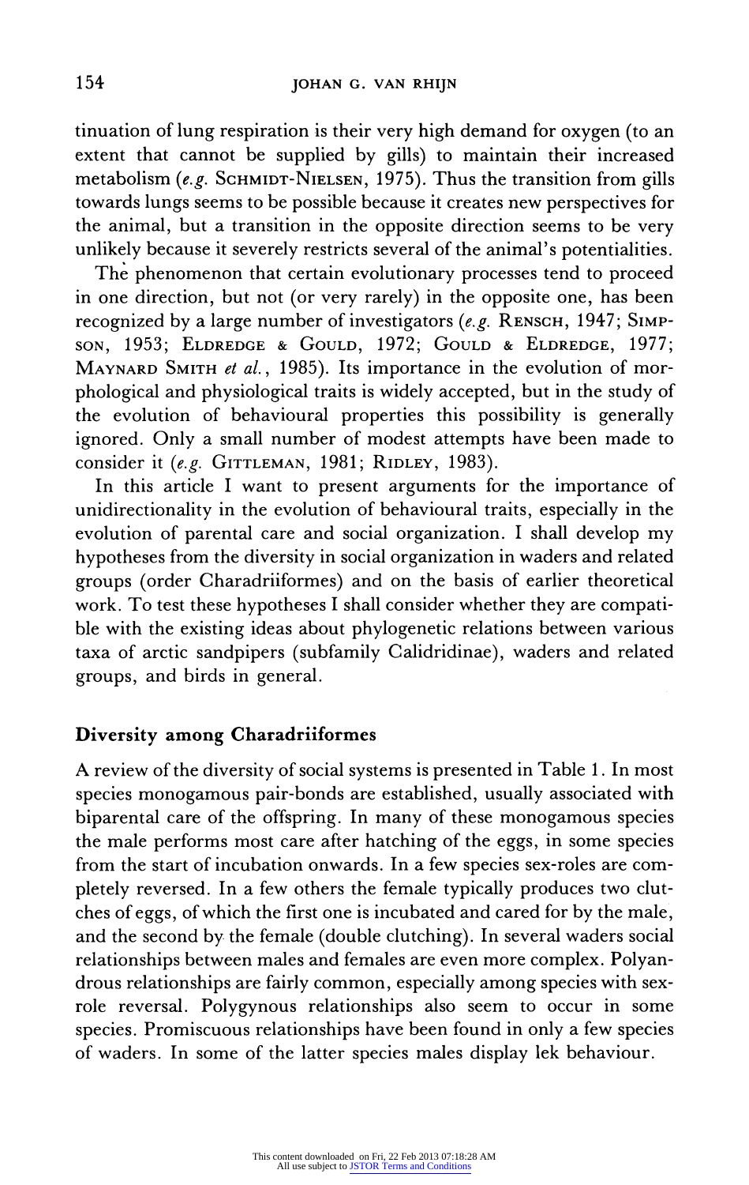tinuation of lung respiration is their very high demand for oxygen (to an extent that cannot be supplied by gills) to maintain their increased metabolism (*e.g.* Schmidt-Nielsen, 1975). Thus the transition from gills towards lungs seems to be possible because it creates new perspectives for the animal, but a transition in the opposite direction seems to be very unlikely because it severely restricts several of the animal's potentialities.

The phenomenon that certain evolutionary processes tend to proceed in one direction, but not (or very rarely) in the opposite one, has been recognized by a large number of investigators (*e.g.* Rensch, 1947; Simpson, 1953; Eldredge & Gould, 1972; Gould & Eldredge, 1977; Maynard Smith *et al.*, 1985). Its importance in the evolution of morphological and physiological traits is widely accepted, but in the study of the evolution of behavioural properties this possibility is generally ignored. Only a small number of modest attempts have been made to consider it (*e.g.* Gittleman, 1981; Ridley, 1983).

In this article I want to present arguments for the importance of unidirectionality in the evolution of behavioural traits, especially in the evolution of parental care and social organization. I shall develop my hypotheses from the diversity in social organization in waders and related groups (order Charadriiformes) and on the basis of earlier theoretical work. To test these hypotheses I shall consider whether they are compatible with the existing ideas about phylogenetic relations between various taxa of arctic sandpipers (subfamily Calidridinae), waders and related groups, and birds in general.

## Diversity among Charadriiformes

A review of the diversity of social systems is presented in Table 1. In most species monogamous pair-bonds are established, usually associated with biparental care of the offspring. In many of these monogamous species the male performs most care after hatching of the eggs, in some species from the start of incubation onwards. In a few species sex-roles are completely reversed. In a few others the female typically produces two clutches of eggs, of which the first one is incubated and cared for by the male, and the second by the female (double clutching). In several waders social relationships between males and females are even more complex. Polyandrous relationships are fairly common, especially among species with sex-role reversal. Polygynous relationships also seem to occur in some species. Promiscuous relationships have been found in only a few species of waders. In some of the latter species males display lek behaviour.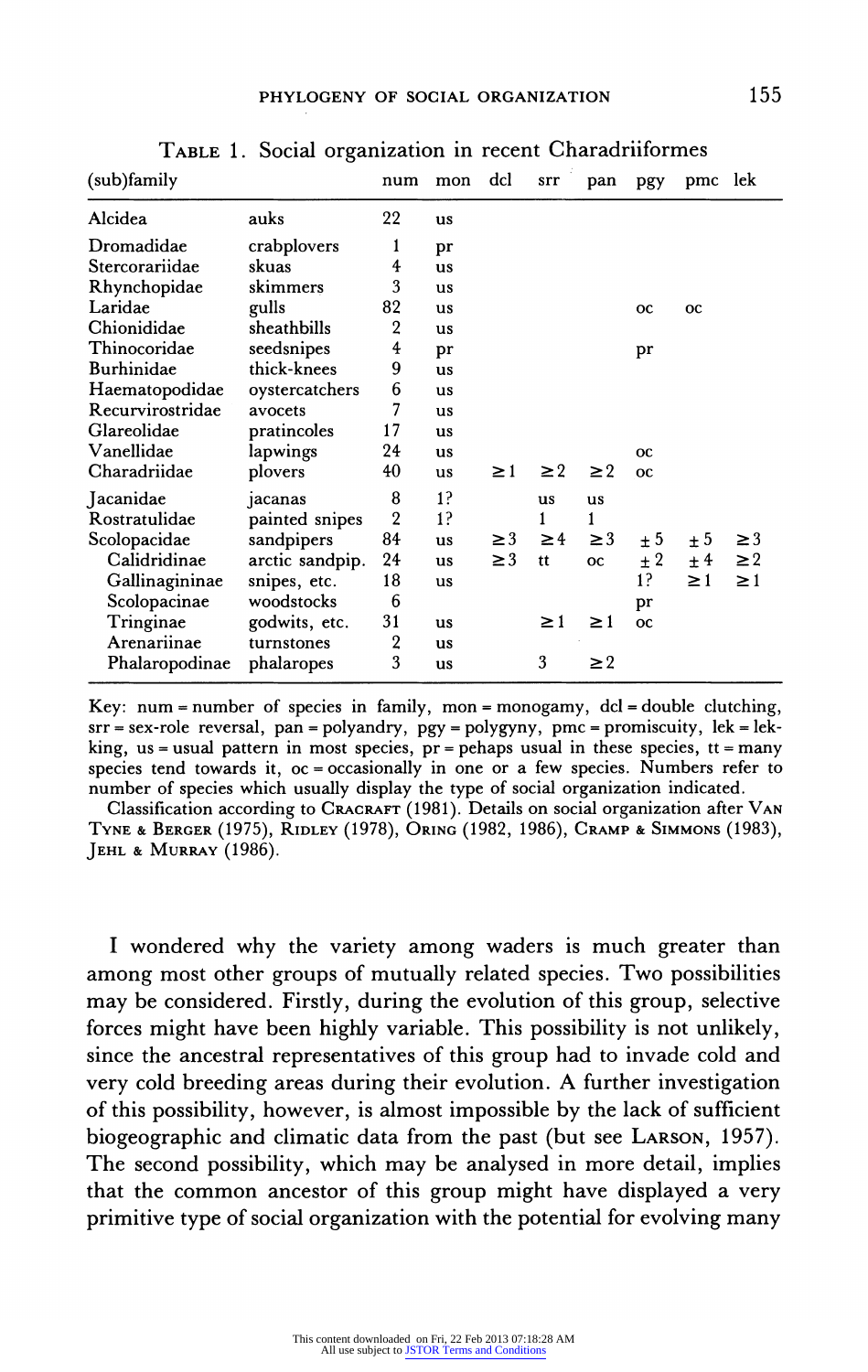TABLE 1. Social organization in recent Charadriiformes

| (sub)family | | num | mon | dcl | srr | pan | pgy | pmc | lek |
|---|---|---|---|---|---|---|---|---|---|
| Alcidea | auks | 22 | us | | | | | | |
| Dromadidae | crabplovers | 1 | pr | | | | | | |
| Stercorariidae | skuas | 4 | us | | | | | | |
| Rhynchopidae | skimmers | 3 | us | | | | | | |
| Laridae | gulls | 82 | us | | | | oc | oc | |
| Chionididae | sheathbills | 2 | us | | | | | | |
| Thinocoridae | seedsnipes | 4 | pr | | | | pr | | |
| Burhinidae | thick-knees | 9 | us | | | | | | |
| Haematopodidae | oystercatchers | 6 | us | | | | | | |
| Recurvirostridae | avocets | 7 | us | | | | | | |
| Glareolidae | pratincoles | 17 | us | | | | | | |
| Vanellidae | lapwings | 24 | us | | | | oc | | |
| Charadriidae | plovers | 40 | us | ≥1 | ≥2 | ≥2 | oc | | |
| Jacanidae | jacanas | 8 | 1? | | us | us | | | |
| Rostratulidae | painted snipes | 2 | 1? | | 1 | 1 | | | |
| Scolopacidae | sandpipers | 84 | us | ≥3 | ≥4 | ≥3 | ±5 | ±5 | ≥3 |
| Calidridinae | arctic sandpip. | 24 | us | ≥3 | tt | oc | ±2 | ±4 | ≥2 |
| Gallinagininae | snipes, etc. | 18 | us | | | | 1? | ≥1 | ≥1 |
| Scolopacinae | woodstocks | 6 | | | | | pr | | |
| Tringinae | godwits, etc. | 31 | us | | ≥1 | ≥1 | oc | | |
| Arenariinae | turnstones | 2 | us | | | | | | |
| Phalaropodinae | phalaropes | 3 | us | | 3 | ≥2 | | | |

Key: num = number of species in family, mon = monogamy, dcl = double clutching, srr = sex-role reversal, pan = polyandry, pgy = polygyny, pmc = promiscuity, lek = lekking, us = usual pattern in most species, pr = pehaps usual in these species, tt = many species tend towards it, oc = occasionally in one or a few species. Numbers refer to number of species which usually display the type of social organization indicated.

Classification according to CRACRAFT (1981). Details on social organization after VAN TYNE & BERGER (1975), RIDLEY (1978), ORING (1982, 1986), CRAMP & SIMMONS (1983), JEHL & MURRAY (1986).

I wondered why the variety among waders is much greater than among most other groups of mutually related species. Two possibilities may be considered. Firstly, during the evolution of this group, selective forces might have been highly variable. This possibility is not unlikely, since the ancestral representatives of this group had to invade cold and very cold breeding areas during their evolution. A further investigation of this possibility, however, is almost impossible by the lack of sufficient biogeographic and climatic data from the past (but see LARSON, 1957). The second possibility, which may be analysed in more detail, implies that the common ancestor of this group might have displayed a very primitive type of social organization with the potential for evolving many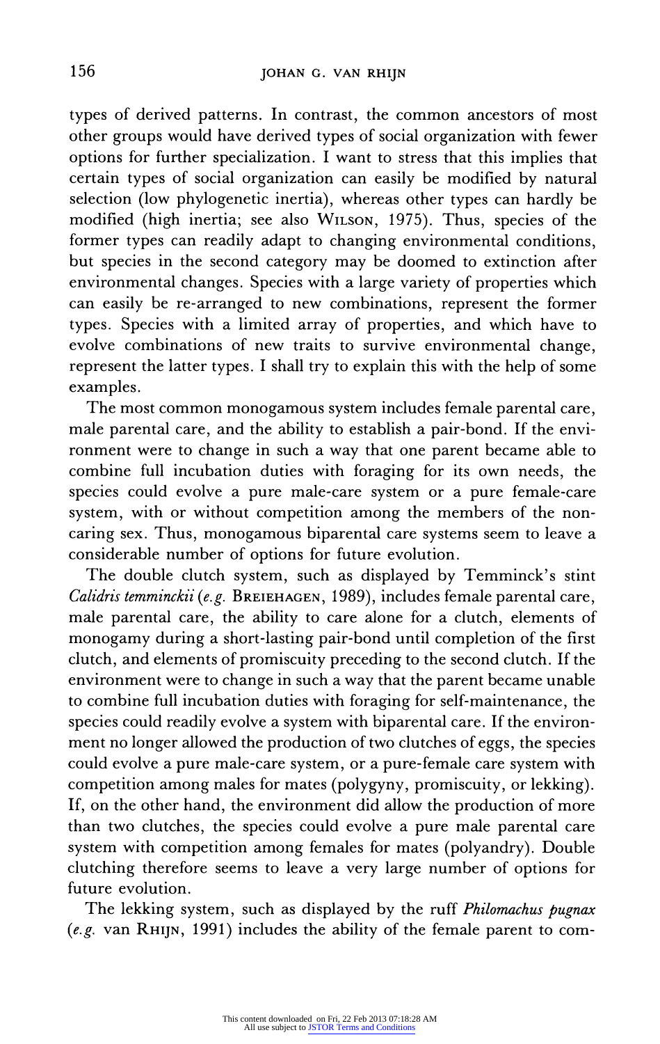types of derived patterns. In contrast, the common ancestors of most other groups would have derived types of social organization with fewer options for further specialization. I want to stress that this implies that certain types of social organization can easily be modified by natural selection (low phylogenetic inertia), whereas other types can hardly be modified (high inertia; see also WILSON, 1975). Thus, species of the former types can readily adapt to changing environmental conditions, but species in the second category may be doomed to extinction after environmental changes. Species with a large variety of properties which can easily be re-arranged to new combinations, represent the former types. Species with a limited array of properties, and which have to evolve combinations of new traits to survive environmental change, represent the latter types. I shall try to explain this with the help of some examples.

The most common monogamous system includes female parental care, male parental care, and the ability to establish a pair-bond. If the environment were to change in such a way that one parent became able to combine full incubation duties with foraging for its own needs, the species could evolve a pure male-care system or a pure female-care system, with or without competition among the members of the non-caring sex. Thus, monogamous biparental care systems seem to leave a considerable number of options for future evolution.

The double clutch system, such as displayed by Temminck's stint *Calidris temminckii* (*e.g.* BREIEHAGEN, 1989), includes female parental care, male parental care, the ability to care alone for a clutch, elements of monogamy during a short-lasting pair-bond until completion of the first clutch, and elements of promiscuity preceding to the second clutch. If the environment were to change in such a way that the parent became unable to combine full incubation duties with foraging for self-maintenance, the species could readily evolve a system with biparental care. If the environment no longer allowed the production of two clutches of eggs, the species could evolve a pure male-care system, or a pure-female care system with competition among males for mates (polygyny, promiscuity, or lekking). If, on the other hand, the environment did allow the production of more than two clutches, the species could evolve a pure male parental care system with competition among females for mates (polyandry). Double clutching therefore seems to leave a very large number of options for future evolution.

The lekking system, such as displayed by the ruff *Philomachus pugnax* (*e.g.* van RHIJN, 1991) includes the ability of the female parent to com-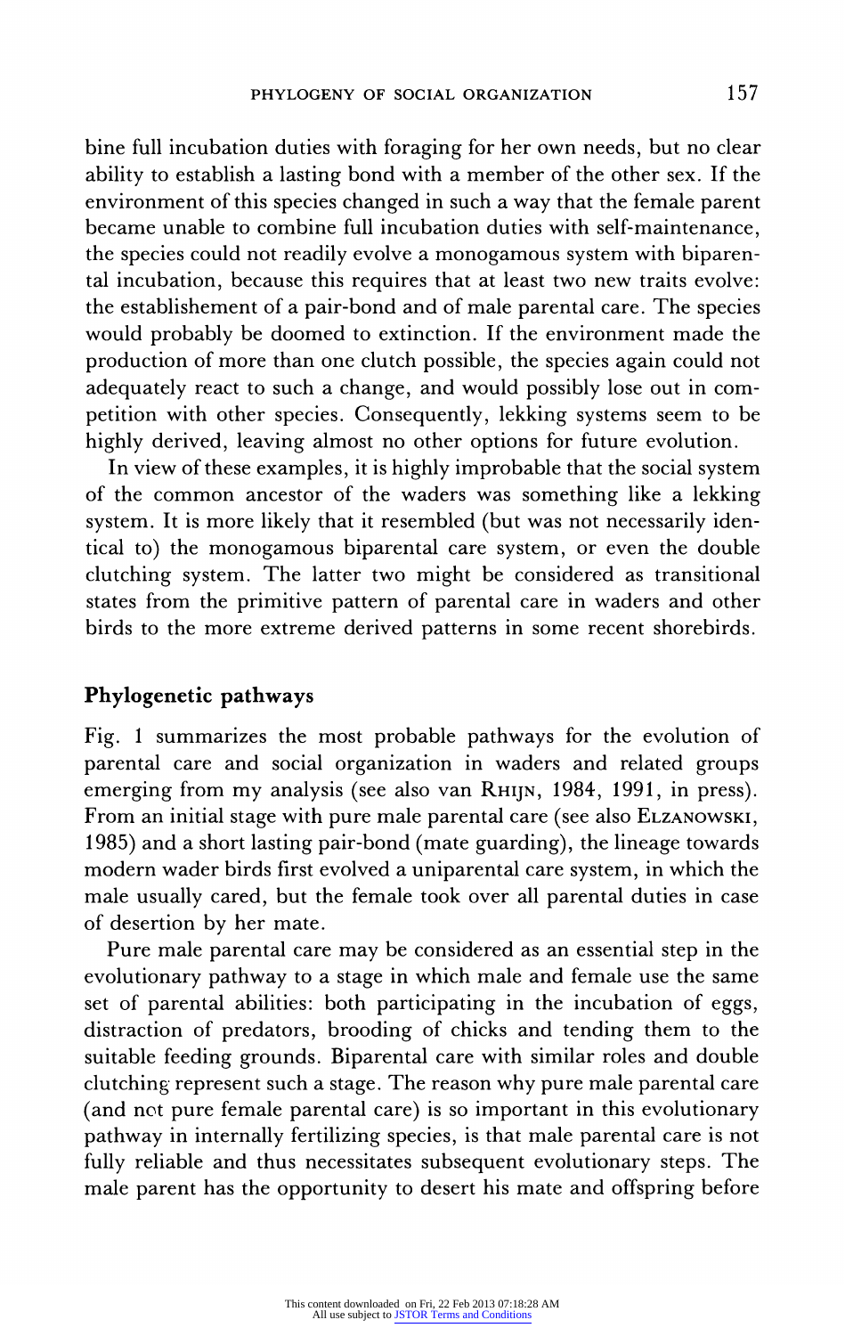bine full incubation duties with foraging for her own needs, but no clear ability to establish a lasting bond with a member of the other sex. If the environment of this species changed in such a way that the female parent became unable to combine full incubation duties with self-maintenance, the species could not readily evolve a monogamous system with biparental incubation, because this requires that at least two new traits evolve: the establishement of a pair-bond and of male parental care. The species would probably be doomed to extinction. If the environment made the production of more than one clutch possible, the species again could not adequately react to such a change, and would possibly lose out in competition with other species. Consequently, lekking systems seem to be highly derived, leaving almost no other options for future evolution.

In view of these examples, it is highly improbable that the social system of the common ancestor of the waders was something like a lekking system. It is more likely that it resembled (but was not necessarily identical to) the monogamous biparental care system, or even the double clutching system. The latter two might be considered as transitional states from the primitive pattern of parental care in waders and other birds to the more extreme derived patterns in some recent shorebirds.

## Phylogenetic pathways

Fig. 1 summarizes the most probable pathways for the evolution of parental care and social organization in waders and related groups emerging from my analysis (see also van Rhijn, 1984, 1991, in press). From an initial stage with pure male parental care (see also Elzanowski, 1985) and a short lasting pair-bond (mate guarding), the lineage towards modern wader birds first evolved a uniparental care system, in which the male usually cared, but the female took over all parental duties in case of desertion by her mate.

Pure male parental care may be considered as an essential step in the evolutionary pathway to a stage in which male and female use the same set of parental abilities: both participating in the incubation of eggs, distraction of predators, brooding of chicks and tending them to the suitable feeding grounds. Biparental care with similar roles and double clutching represent such a stage. The reason why pure male parental care (and not pure female parental care) is so important in this evolutionary pathway in internally fertilizing species, is that male parental care is not fully reliable and thus necessitates subsequent evolutionary steps. The male parent has the opportunity to desert his mate and offspring before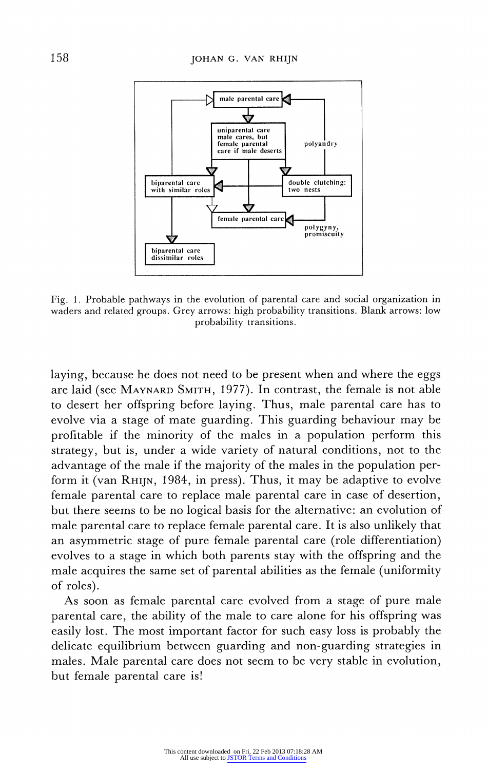Fig. 1. Probable pathways in the evolution of parental care and social organization in waders and related groups. Grey arrows: high probability transitions. Blank arrows: low probability transitions.

laying, because he does not need to be present when and where the eggs are laid (see MAYNARD SMITH, 1977). In contrast, the female is not able to desert her offspring before laying. Thus, male parental care has to evolve via a stage of mate guarding. This guarding behaviour may be profitable if the minority of the males in a population perform this strategy, but is, under a wide variety of natural conditions, not to the advantage of the male if the majority of the males in the population perform it (van RHIJN, 1984, in press). Thus, it may be adaptive to evolve female parental care to replace male parental care in case of desertion, but there seems to be no logical basis for the alternative: an evolution of male parental care to replace female parental care. It is also unlikely that an asymmetric stage of pure female parental care (role differentiation) evolves to a stage in which both parents stay with the offspring and the male acquires the same set of parental abilities as the female (uniformity of roles).

As soon as female parental care evolved from a stage of pure male parental care, the ability of the male to care alone for his offspring was easily lost. The most important factor for such easy loss is probably the delicate equilibrium between guarding and non-guarding strategies in males. Male parental care does not seem to be very stable in evolution, but female parental care is!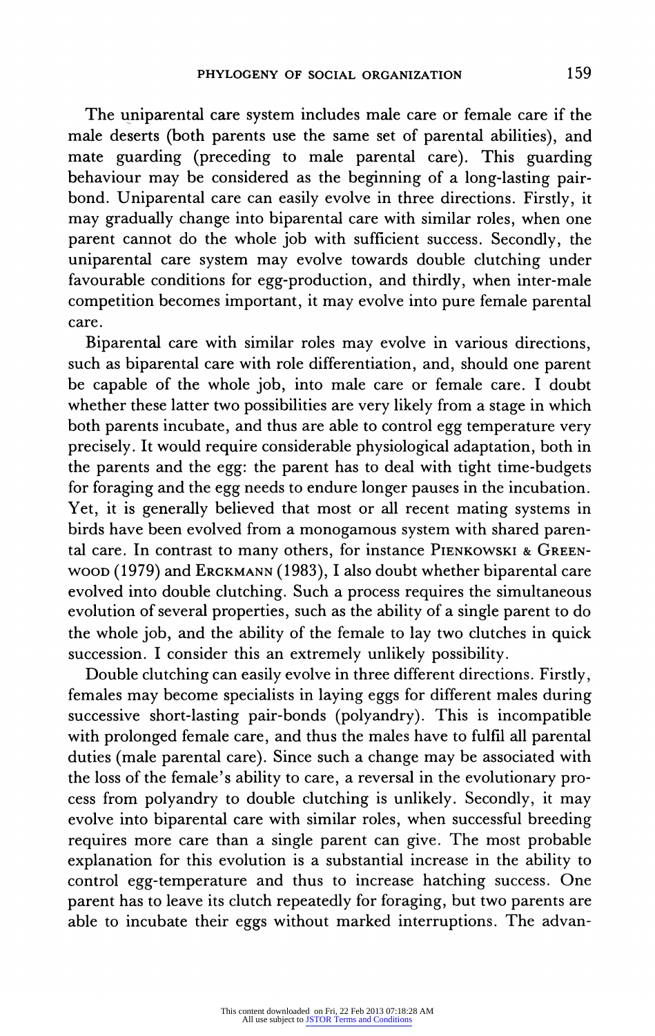The uniparental care system includes male care or female care if the male deserts (both parents use the same set of parental abilities), and mate guarding (preceding to male parental care). This guarding behaviour may be considered as the beginning of a long-lasting pair-bond. Uniparental care can easily evolve in three directions. Firstly, it may gradually change into biparental care with similar roles, when one parent cannot do the whole job with sufficient success. Secondly, the uniparental care system may evolve towards double clutching under favourable conditions for egg-production, and thirdly, when inter-male competition becomes important, it may evolve into pure female parental care.

Biparental care with similar roles may evolve in various directions, such as biparental care with role differentiation, and, should one parent be capable of the whole job, into male care or female care. I doubt whether these latter two possibilities are very likely from a stage in which both parents incubate, and thus are able to control egg temperature very precisely. It would require considerable physiological adaptation, both in the parents and the egg: the parent has to deal with tight time-budgets for foraging and the egg needs to endure longer pauses in the incubation. Yet, it is generally believed that most or all recent mating systems in birds have been evolved from a monogamous system with shared parental care. In contrast to many others, for instance PIENKOWSKI & GREENWOOD (1979) and ERCKMANN (1983), I also doubt whether biparental care evolved into double clutching. Such a process requires the simultaneous evolution of several properties, such as the ability of a single parent to do the whole job, and the ability of the female to lay two clutches in quick succession. I consider this an extremely unlikely possibility.

Double clutching can easily evolve in three different directions. Firstly, females may become specialists in laying eggs for different males during successive short-lasting pair-bonds (polyandry). This is incompatible with prolonged female care, and thus the males have to fulfil all parental duties (male parental care). Since such a change may be associated with the loss of the female's ability to care, a reversal in the evolutionary process from polyandry to double clutching is unlikely. Secondly, it may evolve into biparental care with similar roles, when successful breeding requires more care than a single parent can give. The most probable explanation for this evolution is a substantial increase in the ability to control egg-temperature and thus to increase hatching success. One parent has to leave its clutch repeatedly for foraging, but two parents are able to incubate their eggs without marked interruptions. The advan-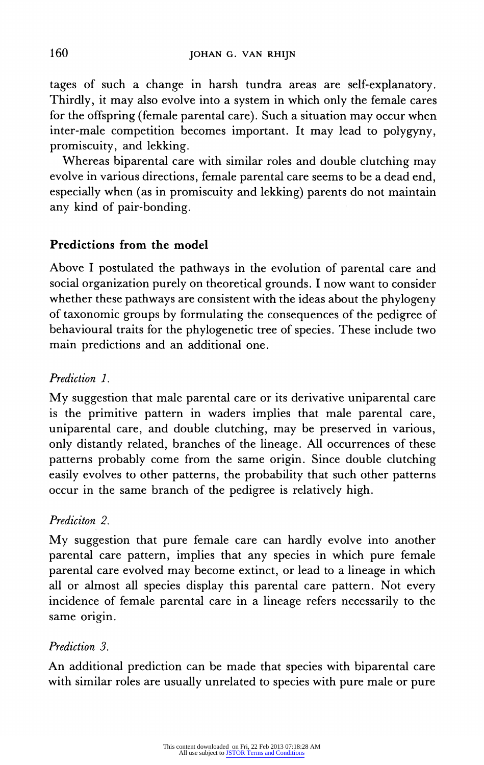tages of such a change in harsh tundra areas are self-explanatory. Thirdly, it may also evolve into a system in which only the female cares for the offspring (female parental care). Such a situation may occur when inter-male competition becomes important. It may lead to polygyny, promiscuity, and lekking.

Whereas biparental care with similar roles and double clutching may evolve in various directions, female parental care seems to be a dead end, especially when (as in promiscuity and lekking) parents do not maintain any kind of pair-bonding.

## Predictions from the model

Above I postulated the pathways in the evolution of parental care and social organization purely on theoretical grounds. I now want to consider whether these pathways are consistent with the ideas about the phylogeny of taxonomic groups by formulating the consequences of the pedigree of behavioural traits for the phylogenetic tree of species. These include two main predictions and an additional one.

*Prediction 1.*

My suggestion that male parental care or its derivative uniparental care is the primitive pattern in waders implies that male parental care, uniparental care, and double clutching, may be preserved in various, only distantly related, branches of the lineage. All occurrences of these patterns probably come from the same origin. Since double clutching easily evolves to other patterns, the probability that such other patterns occur in the same branch of the pedigree is relatively high.

*Prediciton 2.*

My suggestion that pure female care can hardly evolve into another parental care pattern, implies that any species in which pure female parental care evolved may become extinct, or lead to a lineage in which all or almost all species display this parental care pattern. Not every incidence of female parental care in a lineage refers necessarily to the same origin.

*Prediction 3.*

An additional prediction can be made that species with biparental care with similar roles are usually unrelated to species with pure male or pure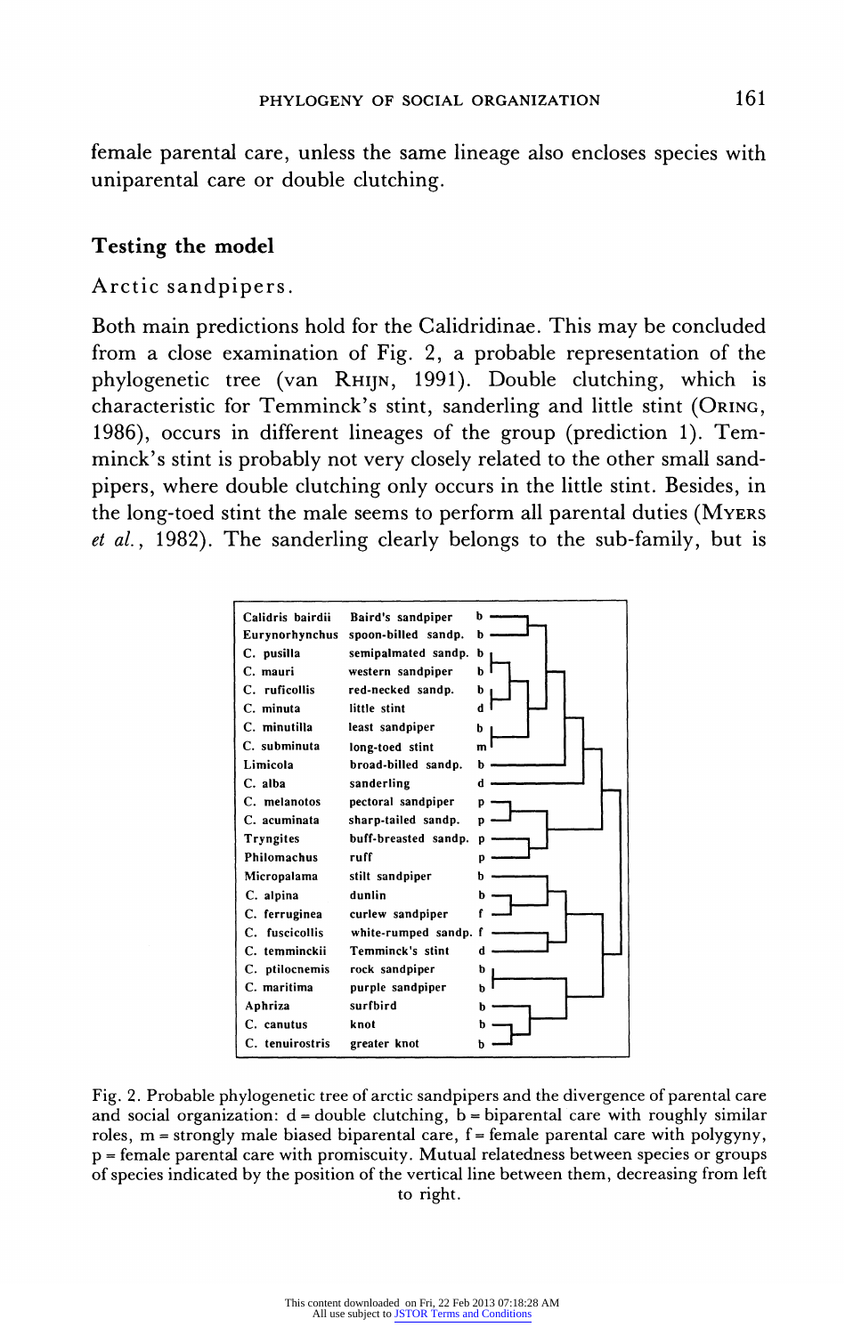female parental care, unless the same lineage also encloses species with uniparental care or double clutching.

## Testing the model

### Arctic sandpipers.

Both main predictions hold for the Calidridinae. This may be concluded from a close examination of Fig. 2, a probable representation of the phylogenetic tree (van RHIJN, 1991). Double clutching, which is characteristic for Temminck's stint, sanderling and little stint (ORING, 1986), occurs in different lineages of the group (prediction 1). Temminck's stint is probably not very closely related to the other small sandpipers, where double clutching only occurs in the little stint. Besides, in the long-toed stint the male seems to perform all parental duties (MYERS *et al.*, 1982). The sanderling clearly belongs to the sub-family, but is

| | | |
|---|---|---|
| Calidris bairdii | Baird's sandpiper | b |
| Eurynorhynchus | spoon-billed sandp. | b |
| C. pusilla | semipalmated sandp. | b |
| C. mauri | western sandpiper | b |
| C. ruficollis | red-necked sandp. | b |
| C. minuta | little stint | d |
| C. minutilla | least sandpiper | b |
| C. subminuta | long-toed stint | m |
| Limicola | broad-billed sandp. | b |
| C. alba | sanderling | d |
| C. melanotos | pectoral sandpiper | p |
| C. acuminata | sharp-tailed sandp. | p |
| Tryngites | buff-breasted sandp. | p |
| Philomachus | ruff | p |
| Micropalama | stilt sandpiper | b |
| C. alpina | dunlin | b |
| C. ferruginea | curlew sandpiper | f |
| C. fuscicollis | white-rumped sandp. | f |
| C. temminckii | Temminck's stint | d |
| C. ptilocnemis | rock sandpiper | b |
| C. maritima | purple sandpiper | b |
| Aphriza | surfbird | b |
| C. canutus | knot | b |
| C. tenuirostris | greater knot | b |

Fig. 2. Probable phylogenetic tree of arctic sandpipers and the divergence of parental care and social organization: d = double clutching, b = biparental care with roughly similar roles, m = strongly male biased biparental care, f = female parental care with polygyny, p = female parental care with promiscuity. Mutual relatedness between species or groups of species indicated by the position of the vertical line between them, decreasing from left to right.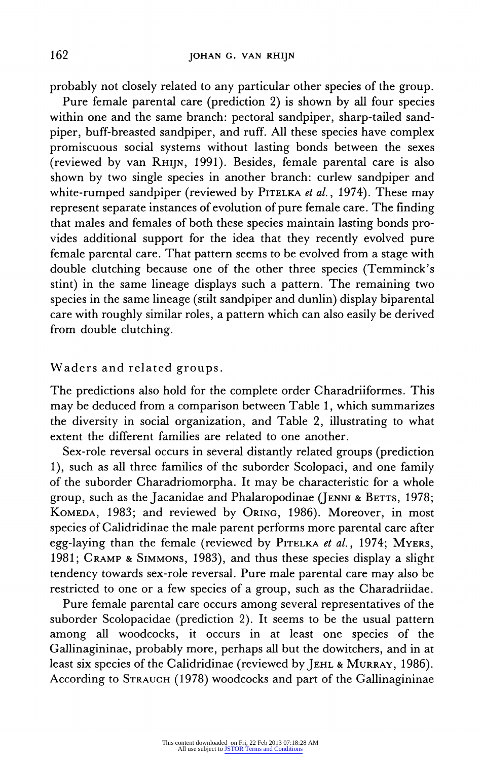probably not closely related to any particular other species of the group.

Pure female parental care (prediction 2) is shown by all four species within one and the same branch: pectoral sandpiper, sharp-tailed sandpiper, buff-breasted sandpiper, and ruff. All these species have complex promiscuous social systems without lasting bonds between the sexes (reviewed by van RHIJN, 1991). Besides, female parental care is also shown by two single species in another branch: curlew sandpiper and white-rumped sandpiper (reviewed by PITELKA *et al.*, 1974). These may represent separate instances of evolution of pure female care. The finding that males and females of both these species maintain lasting bonds provides additional support for the idea that they recently evolved pure female parental care. That pattern seems to be evolved from a stage with double clutching because one of the other three species (Temminck's stint) in the same lineage displays such a pattern. The remaining two species in the same lineage (stilt sandpiper and dunlin) display biparental care with roughly similar roles, a pattern which can also easily be derived from double clutching.

## Waders and related groups.

The predictions also hold for the complete order Charadriiformes. This may be deduced from a comparison between Table 1, which summarizes the diversity in social organization, and Table 2, illustrating to what extent the different families are related to one another.

Sex-role reversal occurs in several distantly related groups (prediction 1), such as all three families of the suborder Scolopaci, and one family of the suborder Charadriomorpha. It may be characteristic for a whole group, such as the Jacanidae and Phalaropodinae (JENNI & BETTS, 1978; KOMEDA, 1983; and reviewed by ORING, 1986). Moreover, in most species of Calidridinae the male parent performs more parental care after egg-laying than the female (reviewed by PITELKA *et al.*, 1974; MYERS, 1981; CRAMP & SIMMONS, 1983), and thus these species display a slight tendency towards sex-role reversal. Pure male parental care may also be restricted to one or a few species of a group, such as the Charadriidae.

Pure female parental care occurs among several representatives of the suborder Scolopacidae (prediction 2). It seems to be the usual pattern among all woodcocks, it occurs in at least one species of the Gallinagininae, probably more, perhaps all but the dowitchers, and in at least six species of the Calidridinae (reviewed by JEHL & MURRAY, 1986). According to STRAUCH (1978) woodcocks and part of the Gallinagininae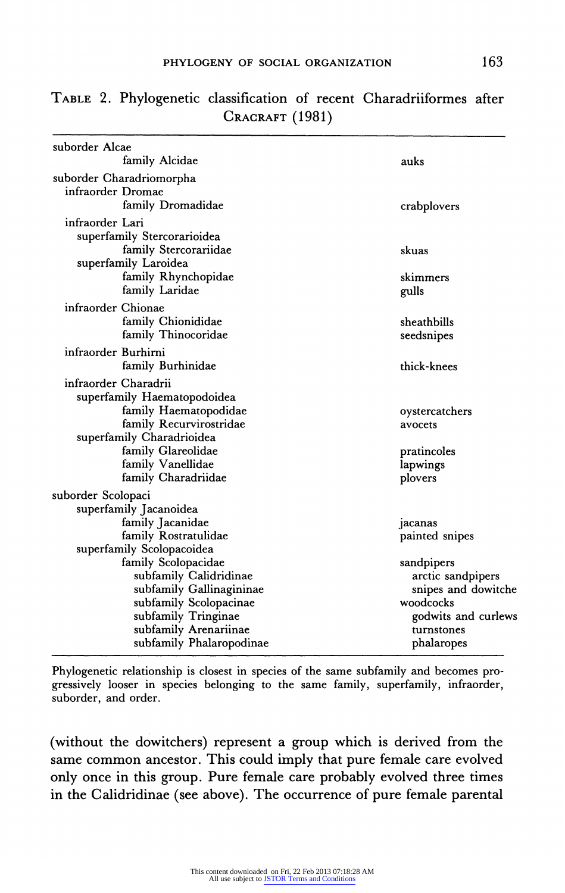TABLE 2. Phylogenetic classification of recent Charadriiformes after CRACRAFT (1981)

| Classification | Common name |
|---|---|
| suborder Alcae | |
| family Alcidae | auks |
| suborder Charadriomorpha | |
| infraorder Dromae | |
| family Dromadidae | crabplovers |
| infraorder Lari | |
| superfamily Stercorarioidea | |
| family Stercorariidae | skuas |
| superfamily Laroidea | |
| family Rhynchopidae | skimmers |
| family Laridae | gulls |
| infraorder Chionae | |
| family Chionididae | sheathbills |
| family Thinocoridae | seedsnipes |
| infraorder Burhirni | |
| family Burhinidae | thick-knees |
| infraorder Charadrii | |
| superfamily Haematopodoidea | |
| family Haematopodidae | oystercatchers |
| family Recurvirostridae | avocets |
| superfamily Charadrioidea | |
| family Glareolidae | pratincoles |
| family Vanellidae | lapwings |
| family Charadriidae | plovers |
| suborder Scolopaci | |
| superfamily Jacanoidea | |
| family Jacanidae | jacanas |
| family Rostratulidae | painted snipes |
| superfamily Scolopacoidea | |
| family Scolopacidae | sandpipers |
| subfamily Calidridinae | arctic sandpipers |
| subfamily Gallinagininae | snipes and dowitche |
| subfamily Scolopacinae | woodcocks |
| subfamily Tringinae | godwits and curlews |
| subfamily Arenariinae | turnstones |
| subfamily Phalaropodinae | phalaropes |

Phylogenetic relationship is closest in species of the same subfamily and becomes progressively looser in species belonging to the same family, superfamily, infraorder, suborder, and order.

(without the dowitchers) represent a group which is derived from the same common ancestor. This could imply that pure female care evolved only once in this group. Pure female care probably evolved three times in the Calidridinae (see above). The occurrence of pure female parental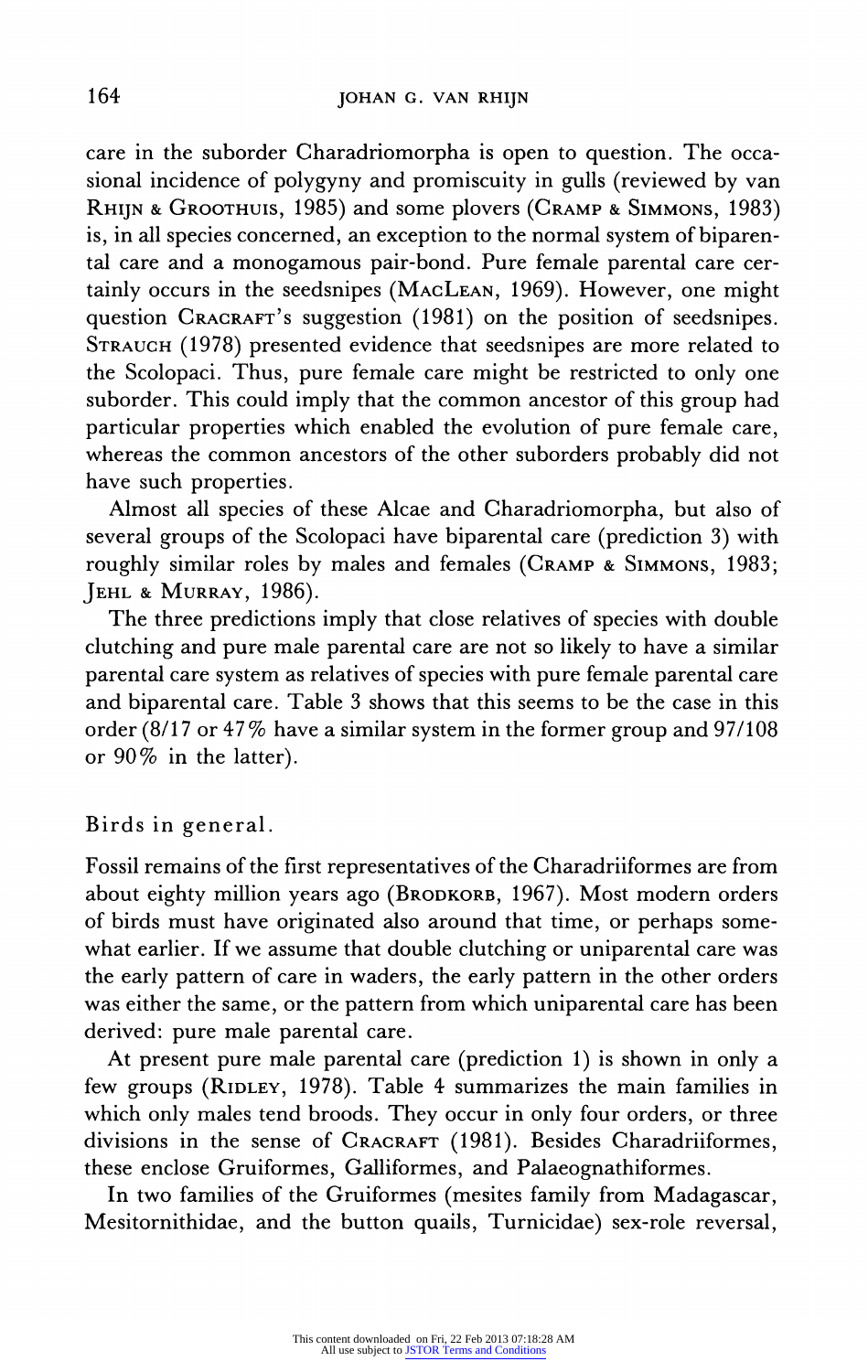care in the suborder Charadriomorpha is open to question. The occasional incidence of polygyny and promiscuity in gulls (reviewed by van Rhijn & Groothuis, 1985) and some plovers (Cramp & Simmons, 1983) is, in all species concerned, an exception to the normal system of biparental care and a monogamous pair-bond. Pure female parental care certainly occurs in the seedsnipes (MacLean, 1969). However, one might question Cracraft's suggestion (1981) on the position of seedsnipes. Strauch (1978) presented evidence that seedsnipes are more related to the Scolopaci. Thus, pure female care might be restricted to only one suborder. This could imply that the common ancestor of this group had particular properties which enabled the evolution of pure female care, whereas the common ancestors of the other suborders probably did not have such properties.

Almost all species of these Alcae and Charadriomorpha, but also of several groups of the Scolopaci have biparental care (prediction 3) with roughly similar roles by males and females (Cramp & Simmons, 1983; Jehl & Murray, 1986).

The three predictions imply that close relatives of species with double clutching and pure male parental care are not so likely to have a similar parental care system as relatives of species with pure female parental care and biparental care. Table 3 shows that this seems to be the case in this order (8/17 or 47% have a similar system in the former group and 97/108 or 90% in the latter).

## Birds in general.

Fossil remains of the first representatives of the Charadriiformes are from about eighty million years ago (Brodkorb, 1967). Most modern orders of birds must have originated also around that time, or perhaps somewhat earlier. If we assume that double clutching or uniparental care was the early pattern of care in waders, the early pattern in the other orders was either the same, or the pattern from which uniparental care has been derived: pure male parental care.

At present pure male parental care (prediction 1) is shown in only a few groups (Ridley, 1978). Table 4 summarizes the main families in which only males tend broods. They occur in only four orders, or three divisions in the sense of Cracraft (1981). Besides Charadriiformes, these enclose Gruiformes, Galliformes, and Palaeognathiformes.

In two families of the Gruiformes (mesites family from Madagascar, Mesitornithidae, and the button quails, Turnicidae) sex-role reversal,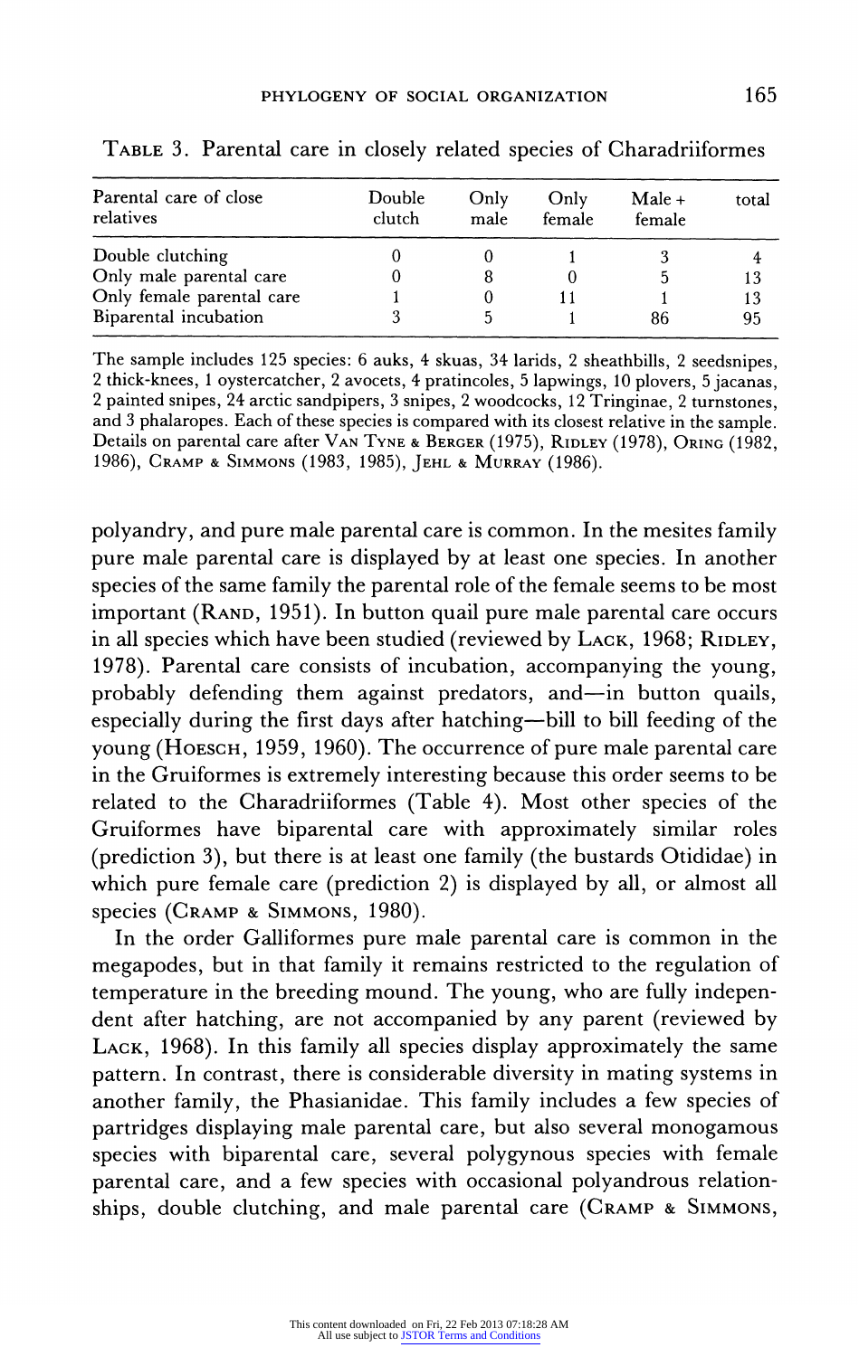TABLE 3. Parental care in closely related species of Charadriiformes

| Parental care of close relatives | Double clutch | Only male | Only female | Male + female | total |
|---|---|---|---|---|---|
| Double clutching | 0 | 0 | 1 | 3 | 4 |
| Only male parental care | 0 | 8 | 0 | 5 | 13 |
| Only female parental care | 1 | 0 | 11 | 1 | 13 |
| Biparental incubation | 3 | 5 | 1 | 86 | 95 |

The sample includes 125 species: 6 auks, 4 skuas, 34 larids, 2 sheathbills, 2 seedsnipes, 2 thick-knees, 1 oystercatcher, 2 avocets, 4 pratincoles, 5 lapwings, 10 plovers, 5 jacanas, 2 painted snipes, 24 arctic sandpipers, 3 snipes, 2 woodcocks, 12 Tringinae, 2 turnstones, and 3 phalaropes. Each of these species is compared with its closest relative in the sample. Details on parental care after VAN TYNE & BERGER (1975), RIDLEY (1978), ORING (1982, 1986), CRAMP & SIMMONS (1983, 1985), JEHL & MURRAY (1986).

polyandry, and pure male parental care is common. In the mesites family pure male parental care is displayed by at least one species. In another species of the same family the parental role of the female seems to be most important (RAND, 1951). In button quail pure male parental care occurs in all species which have been studied (reviewed by LACK, 1968; RIDLEY, 1978). Parental care consists of incubation, accompanying the young, probably defending them against predators, and—in button quails, especially during the first days after hatching—bill to bill feeding of the young (HOESCH, 1959, 1960). The occurrence of pure male parental care in the Gruiformes is extremely interesting because this order seems to be related to the Charadriiformes (Table 4). Most other species of the Gruiformes have biparental care with approximately similar roles (prediction 3), but there is at least one family (the bustards Otididae) in which pure female care (prediction 2) is displayed by all, or almost all species (CRAMP & SIMMONS, 1980).

In the order Galliformes pure male parental care is common in the megapodes, but in that family it remains restricted to the regulation of temperature in the breeding mound. The young, who are fully independent after hatching, are not accompanied by any parent (reviewed by LACK, 1968). In this family all species display approximately the same pattern. In contrast, there is considerable diversity in mating systems in another family, the Phasianidae. This family includes a few species of partridges displaying male parental care, but also several monogamous species with biparental care, several polygynous species with female parental care, and a few species with occasional polyandrous relationships, double clutching, and male parental care (CRAMP & SIMMONS,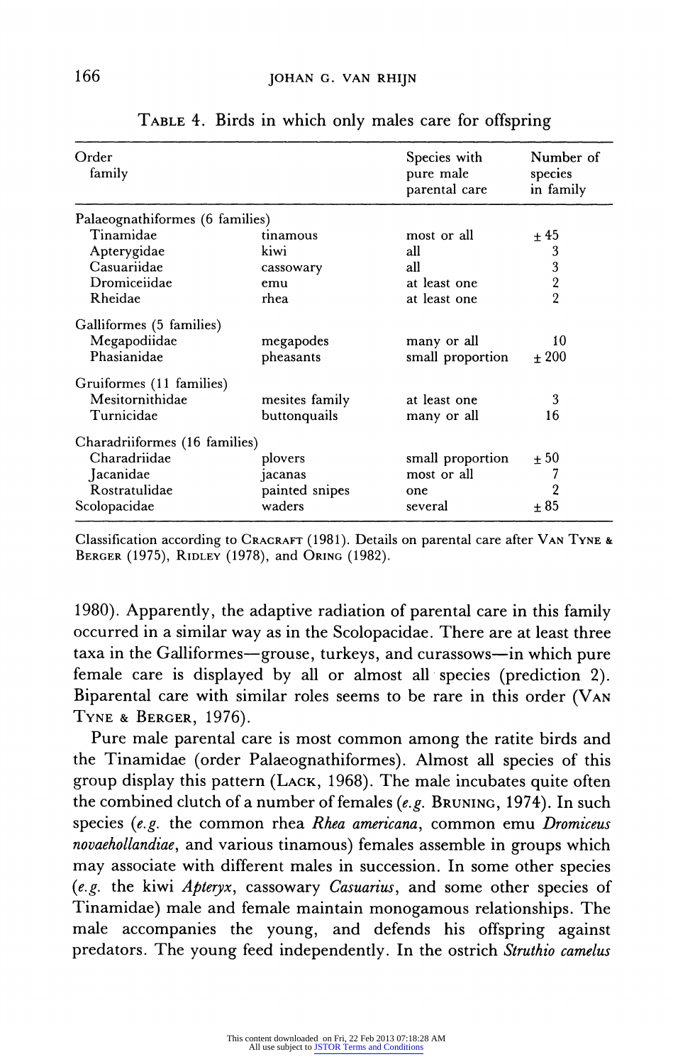TABLE 4. Birds in which only males care for offspring

| Order family | | Species with pure male parental care | Number of species in family |
|---|---|---|---|
| Palaeognathiformes (6 families) | | | |
| Tinamidae | tinamous | most or all | ± 45 |
| Apterygidae | kiwi | all | 3 |
| Casuariidae | cassowary | all | 3 |
| Dromiceiidae | emu | at least one | 2 |
| Rheidae | rhea | at least one | 2 |
| Galliformes (5 families) | | | |
| Megapodiidae | megapodes | many or all | 10 |
| Phasianidae | pheasants | small proportion | ± 200 |
| Gruiformes (11 families) | | | |
| Mesitornithidae | mesites family | at least one | 3 |
| Turnicidae | buttonquails | many or all | 16 |
| Charadriiformes (16 families) | | | |
| Charadriidae | plovers | small proportion | ± 50 |
| Jacanidae | jacanas | most or all | 7 |
| Rostratulidae | painted snipes | one | 2 |
| Scolopacidae | waders | several | ± 85 |

Classification according to CRACRAFT (1981). Details on parental care after VAN TYNE & BERGER (1975), RIDLEY (1978), and ORING (1982).

1980). Apparently, the adaptive radiation of parental care in this family occurred in a similar way as in the Scolopacidae. There are at least three taxa in the Galliformes—grouse, turkeys, and curassows—in which pure female care is displayed by all or almost all species (prediction 2). Biparental care with similar roles seems to be rare in this order (VAN TYNE & BERGER, 1976).

Pure male parental care is most common among the ratite birds and the Tinamidae (order Palaeognathiformes). Almost all species of this group display this pattern (LACK, 1968). The male incubates quite often the combined clutch of a number of females (*e.g.* BRUNING, 1974). In such species (*e.g.* the common rhea *Rhea americana*, common emu *Dromiceus novaehollandiae*, and various tinamous) females assemble in groups which may associate with different males in succession. In some other species (*e.g.* the kiwi *Apteryx*, cassowary *Casuarius*, and some other species of Tinamidae) male and female maintain monogamous relationships. The male accompanies the young, and defends his offspring against predators. The young feed independently. In the ostrich *Struthio camelus*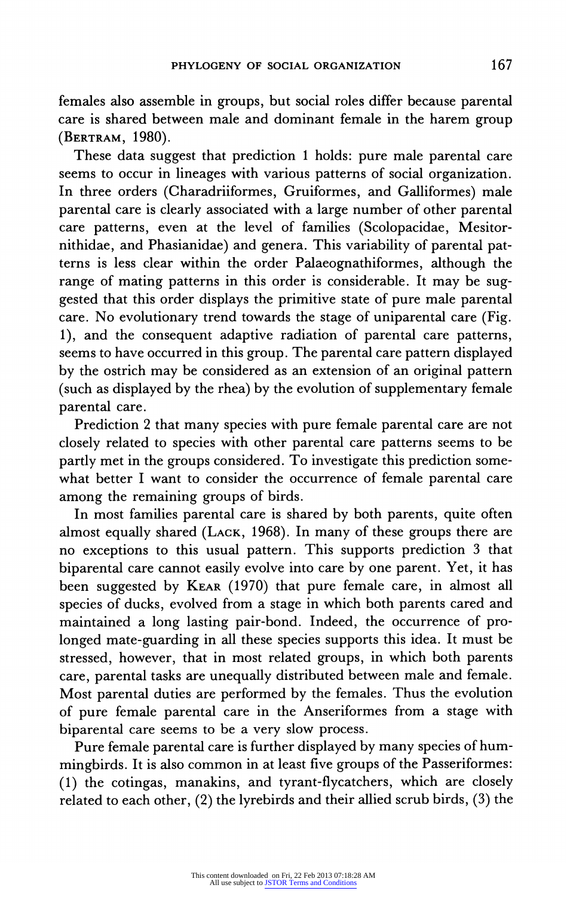females also assemble in groups, but social roles differ because parental care is shared between male and dominant female in the harem group (Bertram, 1980).

These data suggest that prediction 1 holds: pure male parental care seems to occur in lineages with various patterns of social organization. In three orders (Charadriiformes, Gruiformes, and Galliformes) male parental care is clearly associated with a large number of other parental care patterns, even at the level of families (Scolopacidae, Mesitornithidae, and Phasianidae) and genera. This variability of parental patterns is less clear within the order Palaeognathiformes, although the range of mating patterns in this order is considerable. It may be suggested that this order displays the primitive state of pure male parental care. No evolutionary trend towards the stage of uniparental care (Fig. 1), and the consequent adaptive radiation of parental care patterns, seems to have occurred in this group. The parental care pattern displayed by the ostrich may be considered as an extension of an original pattern (such as displayed by the rhea) by the evolution of supplementary female parental care.

Prediction 2 that many species with pure female parental care are not closely related to species with other parental care patterns seems to be partly met in the groups considered. To investigate this prediction somewhat better I want to consider the occurrence of female parental care among the remaining groups of birds.

In most families parental care is shared by both parents, quite often almost equally shared (Lack, 1968). In many of these groups there are no exceptions to this usual pattern. This supports prediction 3 that biparental care cannot easily evolve into care by one parent. Yet, it has been suggested by Kear (1970) that pure female care, in almost all species of ducks, evolved from a stage in which both parents cared and maintained a long lasting pair-bond. Indeed, the occurrence of prolonged mate-guarding in all these species supports this idea. It must be stressed, however, that in most related groups, in which both parents care, parental tasks are unequally distributed between male and female. Most parental duties are performed by the females. Thus the evolution of pure female parental care in the Anseriformes from a stage with biparental care seems to be a very slow process.

Pure female parental care is further displayed by many species of hummingbirds. It is also common in at least five groups of the Passeriformes: (1) the cotingas, manakins, and tyrant-flycatchers, which are closely related to each other, (2) the lyrebirds and their allied scrub birds, (3) the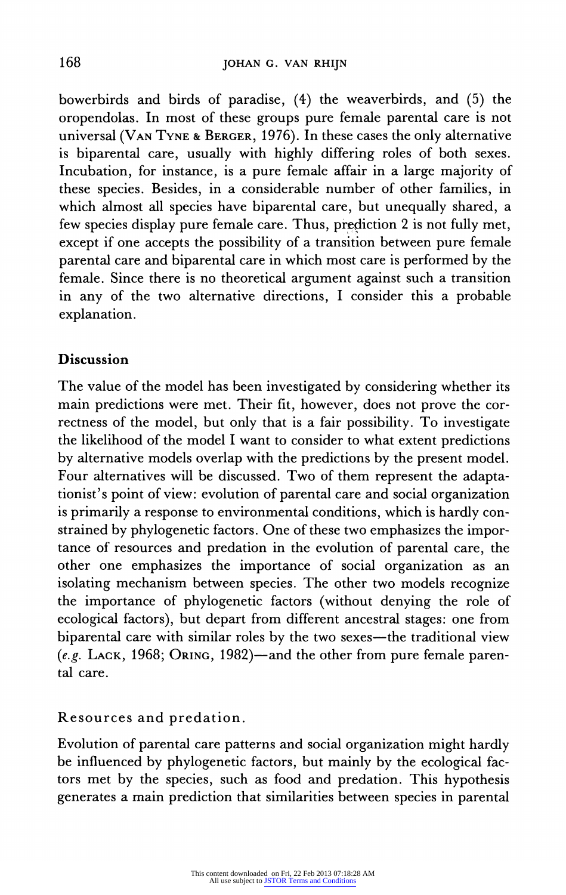bowerbirds and birds of paradise, (4) the weaverbirds, and (5) the oropendolas. In most of these groups pure female parental care is not universal (VAN TYNE & BERGER, 1976). In these cases the only alternative is biparental care, usually with highly differing roles of both sexes. Incubation, for instance, is a pure female affair in a large majority of these species. Besides, in a considerable number of other families, in which almost all species have biparental care, but unequally shared, a few species display pure female care. Thus, prediction 2 is not fully met, except if one accepts the possibility of a transition between pure female parental care and biparental care in which most care is performed by the female. Since there is no theoretical argument against such a transition in any of the two alternative directions, I consider this a probable explanation.

## Discussion

The value of the model has been investigated by considering whether its main predictions were met. Their fit, however, does not prove the correctness of the model, but only that is a fair possibility. To investigate the likelihood of the model I want to consider to what extent predictions by alternative models overlap with the predictions by the present model. Four alternatives will be discussed. Two of them represent the adaptationist's point of view: evolution of parental care and social organization is primarily a response to environmental conditions, which is hardly constrained by phylogenetic factors. One of these two emphasizes the importance of resources and predation in the evolution of parental care, the other one emphasizes the importance of social organization as an isolating mechanism between species. The other two models recognize the importance of phylogenetic factors (without denying the role of ecological factors), but depart from different ancestral stages: one from biparental care with similar roles by the two sexes—the traditional view (*e.g.* LACK, 1968; ORING, 1982)—and the other from pure female parental care.

### Resources and predation.

Evolution of parental care patterns and social organization might hardly be influenced by phylogenetic factors, but mainly by the ecological factors met by the species, such as food and predation. This hypothesis generates a main prediction that similarities between species in parental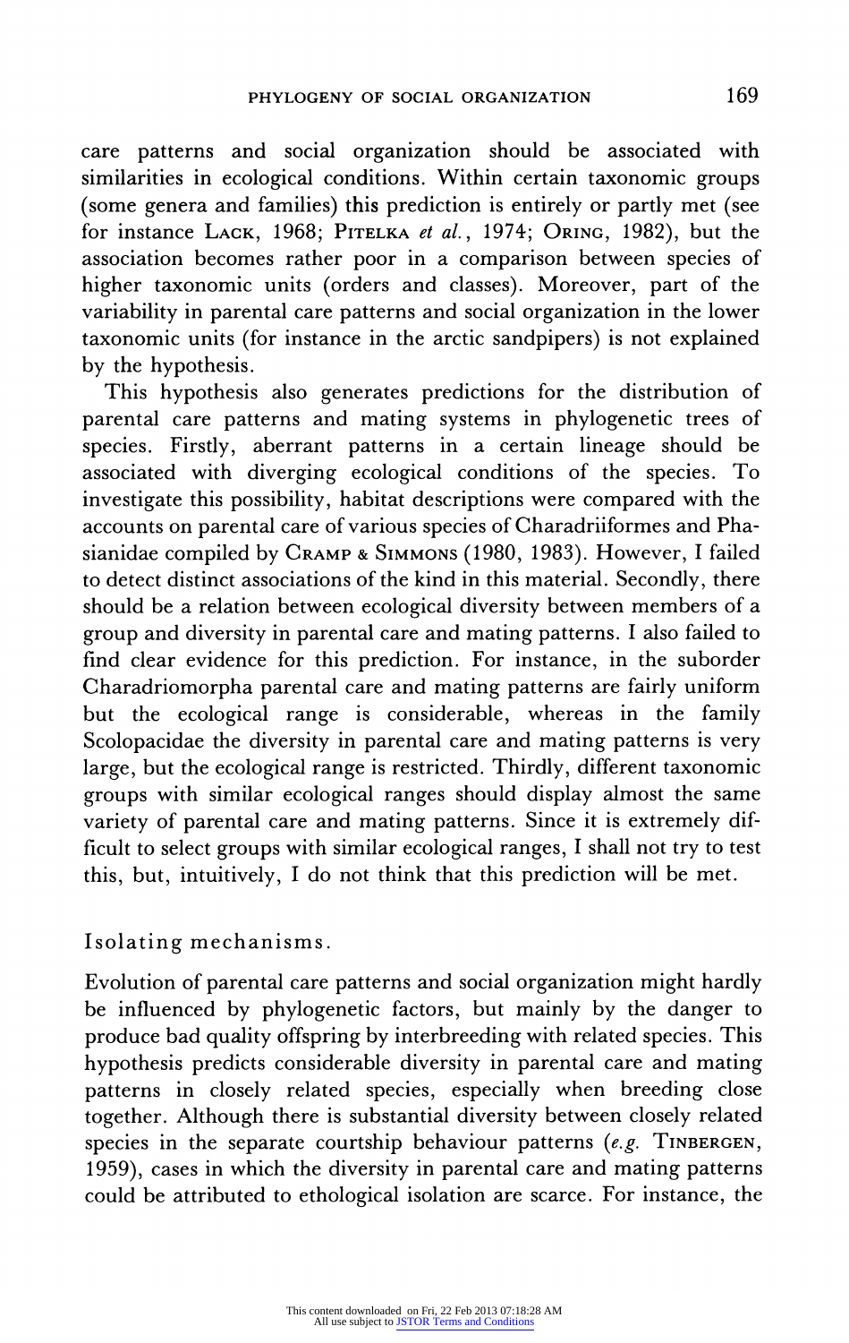care patterns and social organization should be associated with similarities in ecological conditions. Within certain taxonomic groups (some genera and families) this prediction is entirely or partly met (see for instance LACK, 1968; PITELKA *et al.*, 1974; ORING, 1982), but the association becomes rather poor in a comparison between species of higher taxonomic units (orders and classes). Moreover, part of the variability in parental care patterns and social organization in the lower taxonomic units (for instance in the arctic sandpipers) is not explained by the hypothesis.

This hypothesis also generates predictions for the distribution of parental care patterns and mating systems in phylogenetic trees of species. Firstly, aberrant patterns in a certain lineage should be associated with diverging ecological conditions of the species. To investigate this possibility, habitat descriptions were compared with the accounts on parental care of various species of Charadriiformes and Phasianidae compiled by CRAMP & SIMMONS (1980, 1983). However, I failed to detect distinct associations of the kind in this material. Secondly, there should be a relation between ecological diversity between members of a group and diversity in parental care and mating patterns. I also failed to find clear evidence for this prediction. For instance, in the suborder Charadriomorpha parental care and mating patterns are fairly uniform but the ecological range is considerable, whereas in the family Scolopacidae the diversity in parental care and mating patterns is very large, but the ecological range is restricted. Thirdly, different taxonomic groups with similar ecological ranges should display almost the same variety of parental care and mating patterns. Since it is extremely difficult to select groups with similar ecological ranges, I shall not try to test this, but, intuitively, I do not think that this prediction will be met.

### Isolating mechanisms.

Evolution of parental care patterns and social organization might hardly be influenced by phylogenetic factors, but mainly by the danger to produce bad quality offspring by interbreeding with related species. This hypothesis predicts considerable diversity in parental care and mating patterns in closely related species, especially when breeding close together. Although there is substantial diversity between closely related species in the separate courtship behaviour patterns (*e.g.* TINBERGEN, 1959), cases in which the diversity in parental care and mating patterns could be attributed to ethological isolation are scarce. For instance, the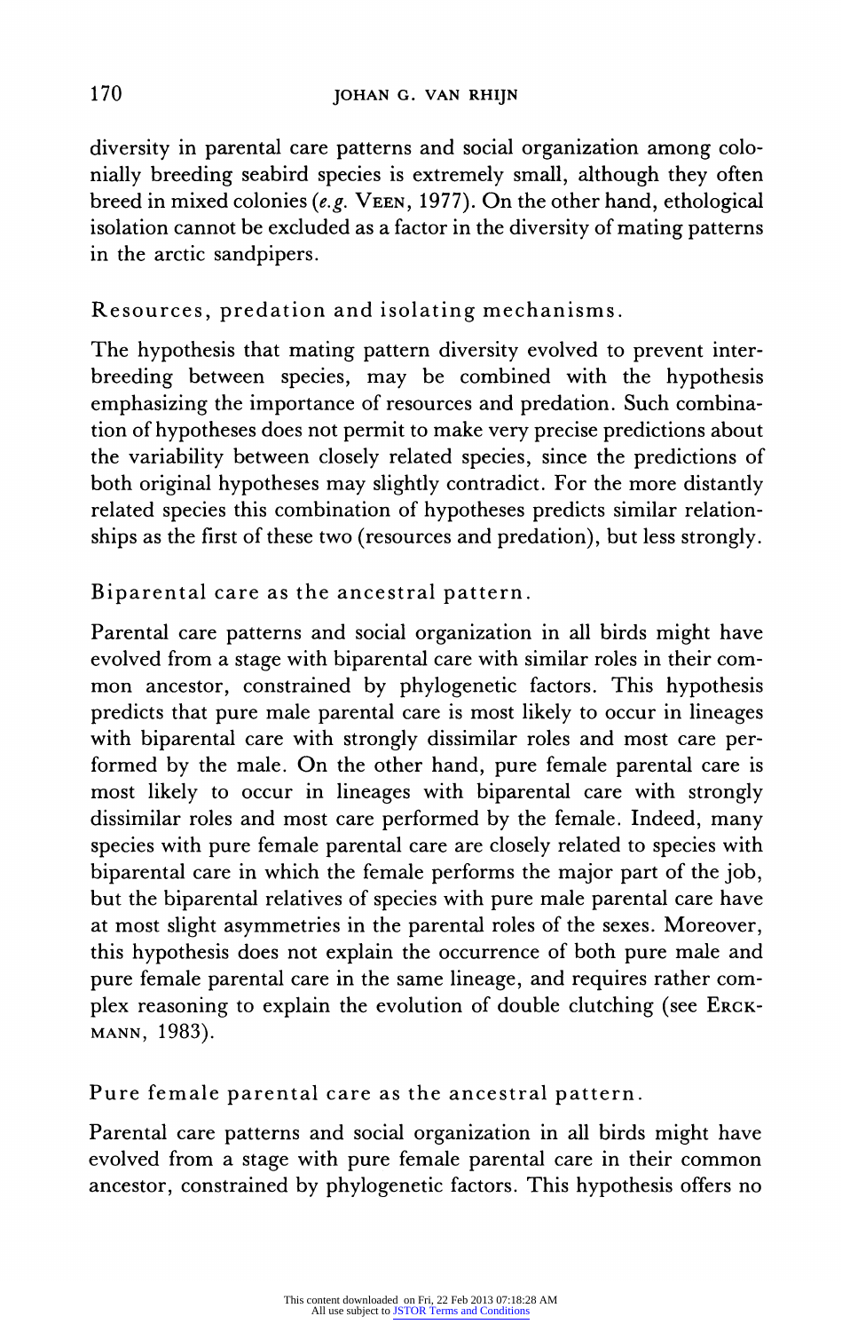diversity in parental care patterns and social organization among colonially breeding seabird species is extremely small, although they often breed in mixed colonies (*e.g.* VEEN, 1977). On the other hand, ethological isolation cannot be excluded as a factor in the diversity of mating patterns in the arctic sandpipers.

### Resources, predation and isolating mechanisms.

The hypothesis that mating pattern diversity evolved to prevent interbreeding between species, may be combined with the hypothesis emphasizing the importance of resources and predation. Such combination of hypotheses does not permit to make very precise predictions about the variability between closely related species, since the predictions of both original hypotheses may slightly contradict. For the more distantly related species this combination of hypotheses predicts similar relationships as the first of these two (resources and predation), but less strongly.

### Biparental care as the ancestral pattern.

Parental care patterns and social organization in all birds might have evolved from a stage with biparental care with similar roles in their common ancestor, constrained by phylogenetic factors. This hypothesis predicts that pure male parental care is most likely to occur in lineages with biparental care with strongly dissimilar roles and most care performed by the male. On the other hand, pure female parental care is most likely to occur in lineages with biparental care with strongly dissimilar roles and most care performed by the female. Indeed, many species with pure female parental care are closely related to species with biparental care in which the female performs the major part of the job, but the biparental relatives of species with pure male parental care have at most slight asymmetries in the parental roles of the sexes. Moreover, this hypothesis does not explain the occurrence of both pure male and pure female parental care in the same lineage, and requires rather complex reasoning to explain the evolution of double clutching (see ERCKMANN, 1983).

### Pure female parental care as the ancestral pattern.

Parental care patterns and social organization in all birds might have evolved from a stage with pure female parental care in their common ancestor, constrained by phylogenetic factors. This hypothesis offers no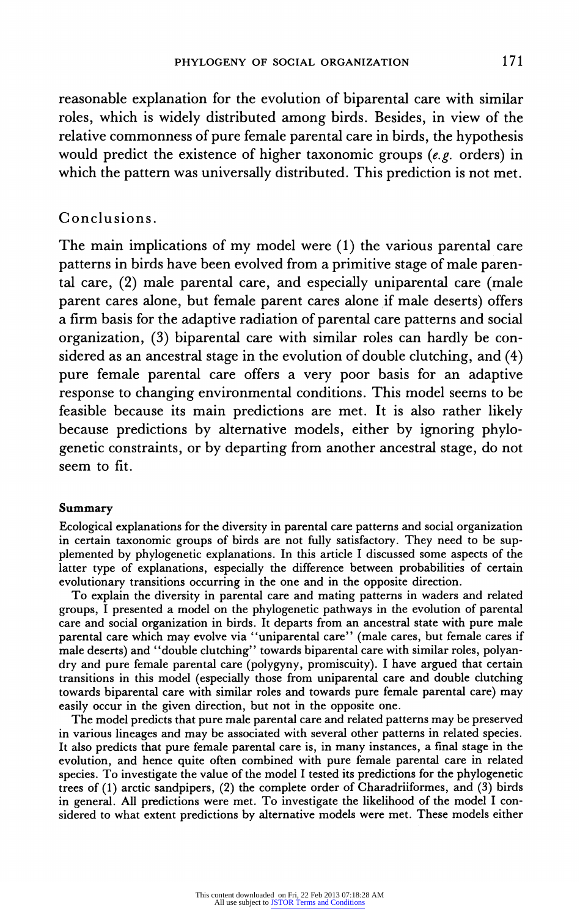reasonable explanation for the evolution of biparental care with similar roles, which is widely distributed among birds. Besides, in view of the relative commonness of pure female parental care in birds, the hypothesis would predict the existence of higher taxonomic groups (*e.g.* orders) in which the pattern was universally distributed. This prediction is not met.

## Conclusions.

The main implications of my model were (1) the various parental care patterns in birds have been evolved from a primitive stage of male parental care, (2) male parental care, and especially uniparental care (male parent cares alone, but female parent cares alone if male deserts) offers a firm basis for the adaptive radiation of parental care patterns and social organization, (3) biparental care with similar roles can hardly be considered as an ancestral stage in the evolution of double clutching, and (4) pure female parental care offers a very poor basis for an adaptive response to changing environmental conditions. This model seems to be feasible because its main predictions are met. It is also rather likely because predictions by alternative models, either by ignoring phylogenetic constraints, or by departing from another ancestral stage, do not seem to fit.

### Summary

Ecological explanations for the diversity in parental care patterns and social organization in certain taxonomic groups of birds are not fully satisfactory. They need to be supplemented by phylogenetic explanations. In this article I discussed some aspects of the latter type of explanations, especially the difference between probabilities of certain evolutionary transitions occurring in the one and in the opposite direction.

To explain the diversity in parental care and mating patterns in waders and related groups, I presented a model on the phylogenetic pathways in the evolution of parental care and social organization in birds. It departs from an ancestral state with pure male parental care which may evolve via "uniparental care" (male cares, but female cares if male deserts) and "double clutching" towards biparental care with similar roles, polyandry and pure female parental care (polygyny, promiscuity). I have argued that certain transitions in this model (especially those from uniparental care and double clutching towards biparental care with similar roles and towards pure female parental care) may easily occur in the given direction, but not in the opposite one.

The model predicts that pure male parental care and related patterns may be preserved in various lineages and may be associated with several other patterns in related species. It also predicts that pure female parental care is, in many instances, a final stage in the evolution, and hence quite often combined with pure female parental care in related species. To investigate the value of the model I tested its predictions for the phylogenetic trees of (1) arctic sandpipers, (2) the complete order of Charadriiformes, and (3) birds in general. All predictions were met. To investigate the likelihood of the model I considered to what extent predictions by alternative models were met. These models either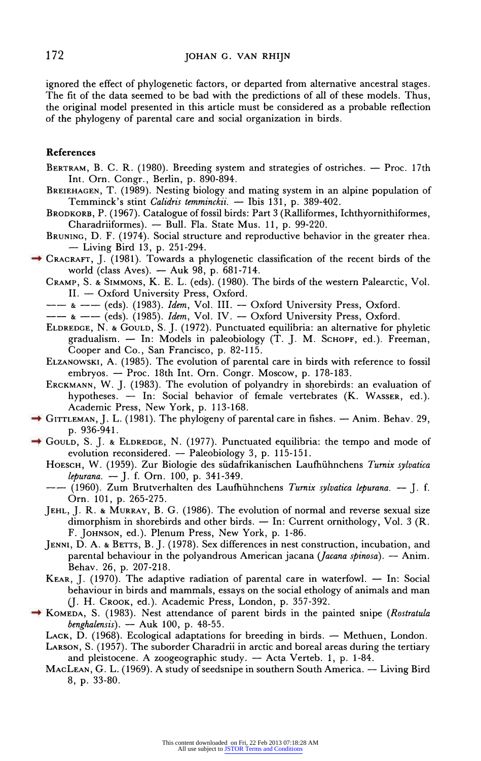ignored the effect of phylogenetic factors, or departed from alternative ancestral stages. The fit of the data seemed to be bad with the predictions of all of these models. Thus, the original model presented in this article must be considered as a probable reflection of the phylogeny of parental care and social organization in birds.

## References

BERTRAM, B. C. R. (1980). Breeding system and strategies of ostriches. — Proc. 17th Int. Orn. Congr., Berlin, p. 890-894.

BREIEHAGEN, T. (1989). Nesting biology and mating system in an alpine population of Temminck's stint *Calidris temminckii*. — Ibis 131, p. 389-402.

BRODKORB, P. (1967). Catalogue of fossil birds: Part 3 (Ralliformes, Ichthyornithiformes, Charadriiformes). — Bull. Fla. State Mus. 11, p. 99-220.

BRUNING, D. F. (1974). Social structure and reproductive behavior in the greater rhea. — Living Bird 13, p. 251-294.

CRACRAFT, J. (1981). Towards a phylogenetic classification of the recent birds of the world (class Aves). — Auk 98, p. 681-714.

CRAMP, S. & SIMMONS, K. E. L. (eds). (1980). The birds of the western Palearctic, Vol. II. — Oxford University Press, Oxford.

—— & —— (eds). (1983). *Idem*, Vol. III. — Oxford University Press, Oxford.

—— & —— (eds). (1985). *Idem*, Vol. IV. — Oxford University Press, Oxford.

ELDREDGE, N. & GOULD, S. J. (1972). Punctuated equilibria: an alternative for phyletic gradualism. — In: Models in paleobiology (T. J. M. SCHOPF, ed.). Freeman, Cooper and Co., San Francisco, p. 82-115.

ELZANOWSKI, A. (1985). The evolution of parental care in birds with reference to fossil embryos. — Proc. 18th Int. Orn. Congr. Moscow, p. 178-183.

ERCKMANN, W. J. (1983). The evolution of polyandry in shorebirds: an evaluation of hypotheses. — In: Social behavior of female vertebrates (K. WASSER, ed.). Academic Press, New York, p. 113-168.

GITTLEMAN, J. L. (1981). The phylogeny of parental care in fishes. — Anim. Behav. 29, p. 936-941.

GOULD, S. J. & ELDREDGE, N. (1977). Punctuated equilibria: the tempo and mode of evolution reconsidered. — Paleobiology 3, p. 115-151.

HOESCH, W. (1959). Zur Biologie des südafrikanischen Laufhühnchens *Turnix sylvatica lepurana*. — J. f. Orn. 100, p. 341-349.

—— (1960). Zum Brutverhalten des Laufhühnchens *Turnix sylvatica lepurana*. — J. f. Orn. 101, p. 265-275.

JEHL, J. R. & MURRAY, B. G. (1986). The evolution of normal and reverse sexual size dimorphism in shorebirds and other birds. — In: Current ornithology, Vol. 3 (R. F. JOHNSON, ed.). Plenum Press, New York, p. 1-86.

JENNI, D. A. & BETTS, B. J. (1978). Sex differences in nest construction, incubation, and parental behaviour in the polyandrous American jacana (*Jacana spinosa*). — Anim. Behav. 26, p. 207-218.

KEAR, J. (1970). The adaptive radiation of parental care in waterfowl. — In: Social behaviour in birds and mammals, essays on the social ethology of animals and man (J. H. CROOK, ed.). Academic Press, London, p. 357-392.

KOMEDA, S. (1983). Nest attendance of parent birds in the painted snipe (*Rostratula benghalensis*). — Auk 100, p. 48-55.

LACK, D. (1968). Ecological adaptations for breeding in birds. — Methuen, London.

LARSON, S. (1957). The suborder Charadrii in arctic and boreal areas during the tertiary and pleistocene. A zoogeographic study. — Acta Verteb. 1, p. 1-84.

MACLEAN, G. L. (1969). A study of seedsnipe in southern South America. — Living Bird 8, p. 33-80.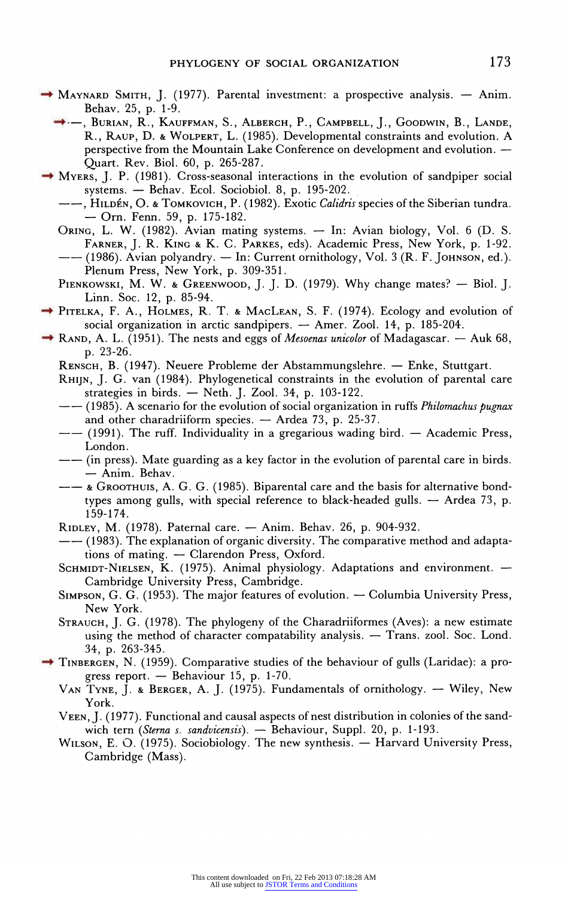MAYNARD SMITH, J. (1977). Parental investment: a prospective analysis. — Anim. Behav. 25, p. 1-9.

—, BURIAN, R., KAUFFMAN, S., ALBERCH, P., CAMPBELL, J., GOODWIN, B., LANDE, R., RAUP, D. & WOLPERT, L. (1985). Developmental constraints and evolution. A perspective from the Mountain Lake Conference on development and evolution. — Quart. Rev. Biol. 60, p. 265-287.

MYERS, J. P. (1981). Cross-seasonal interactions in the evolution of sandpiper social systems. — Behav. Ecol. Sociobiol. 8, p. 195-202.

—, HILDÉN, O. & TOMKOVICH, P. (1982). Exotic *Calidris* species of the Siberian tundra. — Orn. Fenn. 59, p. 175-182.

ORING, L. W. (1982). Avian mating systems. — In: Avian biology, Vol. 6 (D. S. FARNER, J. R. KING & K. C. PARKES, eds). Academic Press, New York, p. 1-92.

—— (1986). Avian polyandry. — In: Current ornithology, Vol. 3 (R. F. JOHNSON, ed.). Plenum Press, New York, p. 309-351.

PIENKOWSKI, M. W. & GREENWOOD, J. J. D. (1979). Why change mates? — Biol. J. Linn. Soc. 12, p. 85-94.

PITELKA, F. A., HOLMES, R. T. & MACLEAN, S. F. (1974). Ecology and evolution of social organization in arctic sandpipers. — Amer. Zool. 14, p. 185-204.

RAND, A. L. (1951). The nests and eggs of *Mesoenas unicolor* of Madagascar. — Auk 68, p. 23-26.

RENSCH, B. (1947). Neuere Probleme der Abstammungslehre. — Enke, Stuttgart.

RHIJN, J. G. van (1984). Phylogenetical constraints in the evolution of parental care strategies in birds. — Neth. J. Zool. 34, p. 103-122.

—— (1985). A scenario for the evolution of social organization in ruffs *Philomachus pugnax* and other charadriiform species. — Ardea 73, p. 25-37.

—— (1991). The ruff. Individuality in a gregarious wading bird. — Academic Press, London.

—— (in press). Mate guarding as a key factor in the evolution of parental care in birds. — Anim. Behav.

—— & GROOTHUIS, A. G. G. (1985). Biparental care and the basis for alternative bond-types among gulls, with special reference to black-headed gulls. — Ardea 73, p. 159-174.

RIDLEY, M. (1978). Paternal care. — Anim. Behav. 26, p. 904-932.

—— (1983). The explanation of organic diversity. The comparative method and adaptations of mating. — Clarendon Press, Oxford.

SCHMIDT-NIELSEN, K. (1975). Animal physiology. Adaptations and environment. — Cambridge University Press, Cambridge.

SIMPSON, G. G. (1953). The major features of evolution. — Columbia University Press, New York.

STRAUCH, J. G. (1978). The phylogeny of the Charadriiformes (Aves): a new estimate using the method of character compatability analysis. — Trans. zool. Soc. Lond. 34, p. 263-345.

TINBERGEN, N. (1959). Comparative studies of the behaviour of gulls (Laridae): a progress report. — Behaviour 15, p. 1-70.

VAN TYNE, J. & BERGER, A. J. (1975). Fundamentals of ornithology. — Wiley, New York.

VEEN, J. (1977). Functional and causal aspects of nest distribution in colonies of the sandwich tern (*Sterna s. sandvicensis*). — Behaviour, Suppl. 20, p. 1-193.

WILSON, E. O. (1975). Sociobiology. The new synthesis. — Harvard University Press, Cambridge (Mass).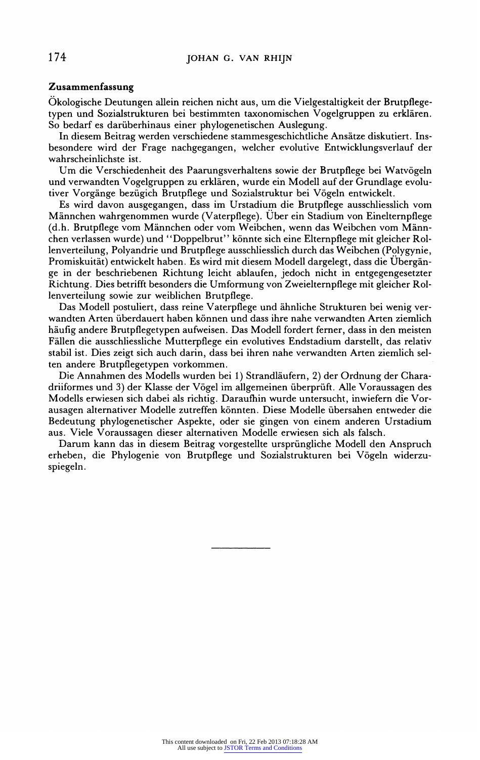## Zusammenfassung

Ökologische Deutungen allein reichen nicht aus, um die Vielgestaltigkeit der Brutpflegetypen und Sozialstrukturen bei bestimmten taxonomischen Vogelgruppen zu erklären. So bedarf es darüberhinaus einer phylogenetischen Auslegung.

In diesem Beitrag werden verschiedene stammesgeschichtliche Ansätze diskutiert. Insbesondere wird der Frage nachgegangen, welcher evolutive Entwicklungsverlauf der wahrscheinlichste ist.

Um die Verschiedenheit des Paarungsverhaltens sowie der Brutpflege bei Watvögeln und verwandten Vogelgruppen zu erklären, wurde ein Modell auf der Grundlage evolutiver Vorgänge bezügich Brutpflege und Sozialstruktur bei Vögeln entwickelt.

Es wird davon ausgegangen, dass im Urstadium die Brutpflege ausschliesslich vom Männchen wahrgenommen wurde (Vaterpflege). Über ein Stadium von Einelternpflege (d.h. Brutpflege vom Männchen oder vom Weibchen, wenn das Weibchen vom Männchen verlassen wurde) und "Doppelbrut" könnte sich eine Elternpflege mit gleicher Rollenverteilung, Polyandrie und Brutpflege ausschliesslich durch das Weibchen (Polygynie, Promiskuität) entwickelt haben. Es wird mit diesem Modell dargelegt, dass die Übergänge in der beschriebenen Richtung leicht ablaufen, jedoch nicht in entgegengesetzter Richtung. Dies betrifft besonders die Umformung von Zweielternpflege mit gleicher Rollenverteilung sowie zur weiblichen Brutpflege.

Das Modell postuliert, dass reine Vaterpflege und ähnliche Strukturen bei wenig verwandten Arten überdauert haben können und dass ihre nahe verwandten Arten ziemlich häufig andere Brutpflegetypen aufweisen. Das Modell fordert ferner, dass in den meisten Fällen die ausschliessliche Mutterpflege ein evolutives Endstadium darstellt, das relativ stabil ist. Dies zeigt sich auch darin, dass bei ihren nahe verwandten Arten ziemlich selten andere Brutpflegetypen vorkommen.

Die Annahmen des Modells wurden bei 1) Strandläufern, 2) der Ordnung der Charadriiformes und 3) der Klasse der Vögel im allgemeinen überprüft. Alle Voraussagen des Modells erwiesen sich dabei als richtig. Daraufhin wurde untersucht, inwiefern die Voraussagen alternativer Modelle zutreffen könnten. Diese Modelle übersahen entweder die Bedeutung phylogenetischer Aspekte, oder sie gingen von einem anderen Urstadium aus. Viele Voraussagen dieser alternativen Modelle erwiesen sich als falsch.

Darum kann das in diesem Beitrag vorgestellte ursprüngliche Modell den Anspruch erheben, die Phylogenie von Brutpflege und Sozialstrukturen bei Vögeln widerzuspiegeln.